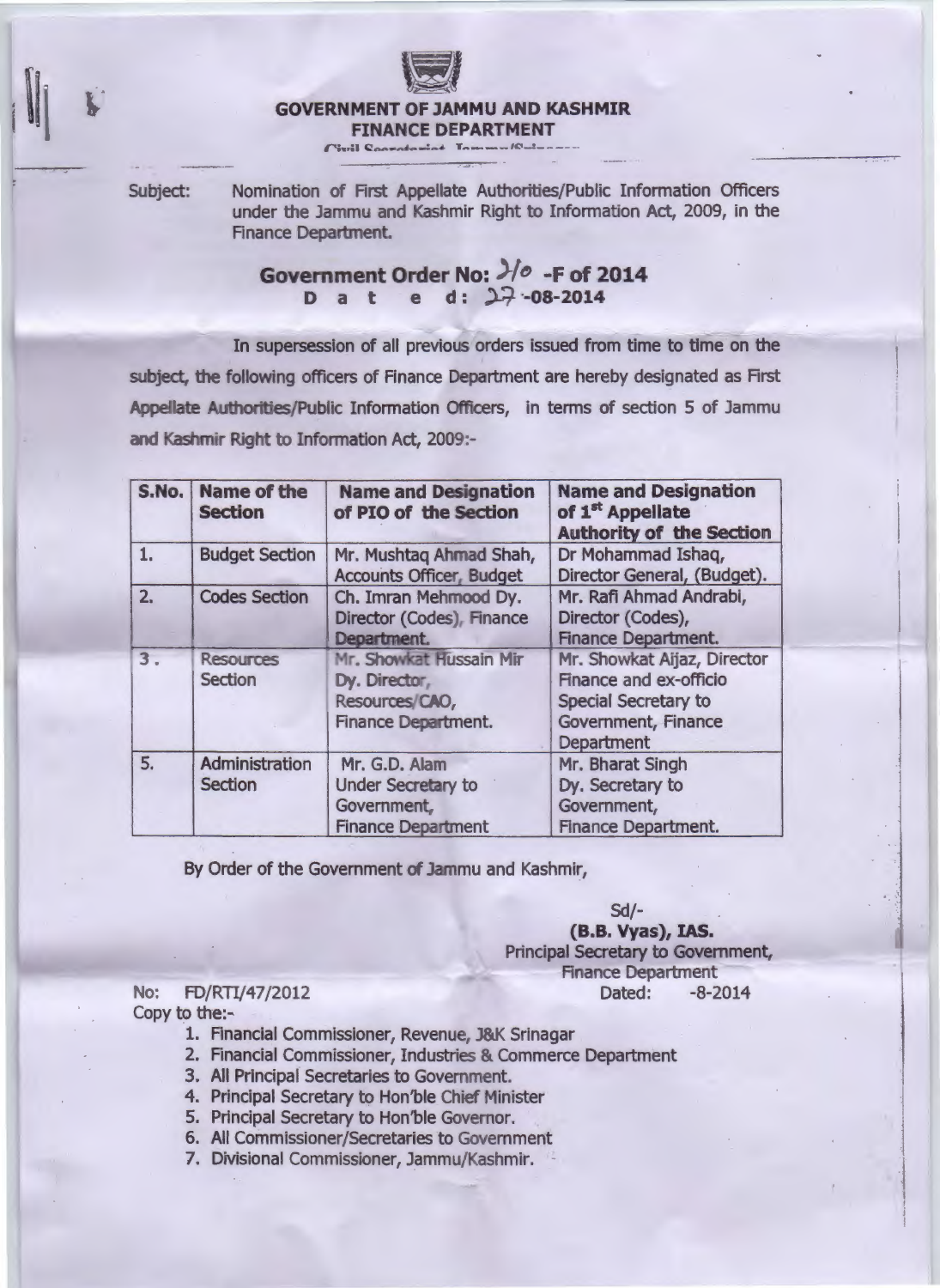# GOVERNMENT OF JAMMU AND KASHMIR
## FINANCE DEPARTMENT

Civil Secretariat, Jammu/Srinagar

Subject: Nomination of First Appellate Authorities/Public Information Officers under the Jammu and Kashmir Right to Information Act, 2009, in the Finance Department.

**Government Order No: 310 -F of 2014**
**Dated: 27-08-2014**

In supersession of all previous orders issued from time to time on the subject, the following officers of Finance Department are hereby designated as First Appellate Authorities/Public Information Officers, in terms of section 5 of Jammu and Kashmir Right to Information Act, 2009:-

| S.No. | Name of the Section | Name and Designation of PIO of the Section | Name and Designation of 1st Appellate Authority of the Section |
|---|---|---|---|
| 1. | Budget Section | Mr. Mushtaq Ahmad Shah, Accounts Officer, Budget | Dr Mohammad Ishaq, Director General, (Budget). |
| 2. | Codes Section | Ch. Imran Mehmood Dy. Director (Codes), Finance Department. | Mr. Rafi Ahmad Andrabi, Director (Codes), Finance Department. |
| 3. | Resources Section | Mr. Showkat Hussain Mir Dy. Director, Resources/CAO, Finance Department. | Mr. Showkat Aijaz, Director Finance and ex-officio Special Secretary to Government, Finance Department |
| 5. | Administration Section | Mr. G.D. Alam Under Secretary to Government, Finance Department | Mr. Bharat Singh Dy. Secretary to Government, Finance Department. |

By Order of the Government of Jammu and Kashmir,

Sd/-
**(B.B. Vyas), IAS.**
Principal Secretary to Government,
Finance Department
Dated: -8-2014

No: FD/RTI/47/2012

Copy to the:-

1. Financial Commissioner, Revenue, J&K Srinagar
2. Financial Commissioner, Industries & Commerce Department
3. All Principal Secretaries to Government.
4. Principal Secretary to Hon'ble Chief Minister
5. Principal Secretary to Hon'ble Governor.
6. All Commissioner/Secretaries to Government
7. Divisional Commissioner, Jammu/Kashmir.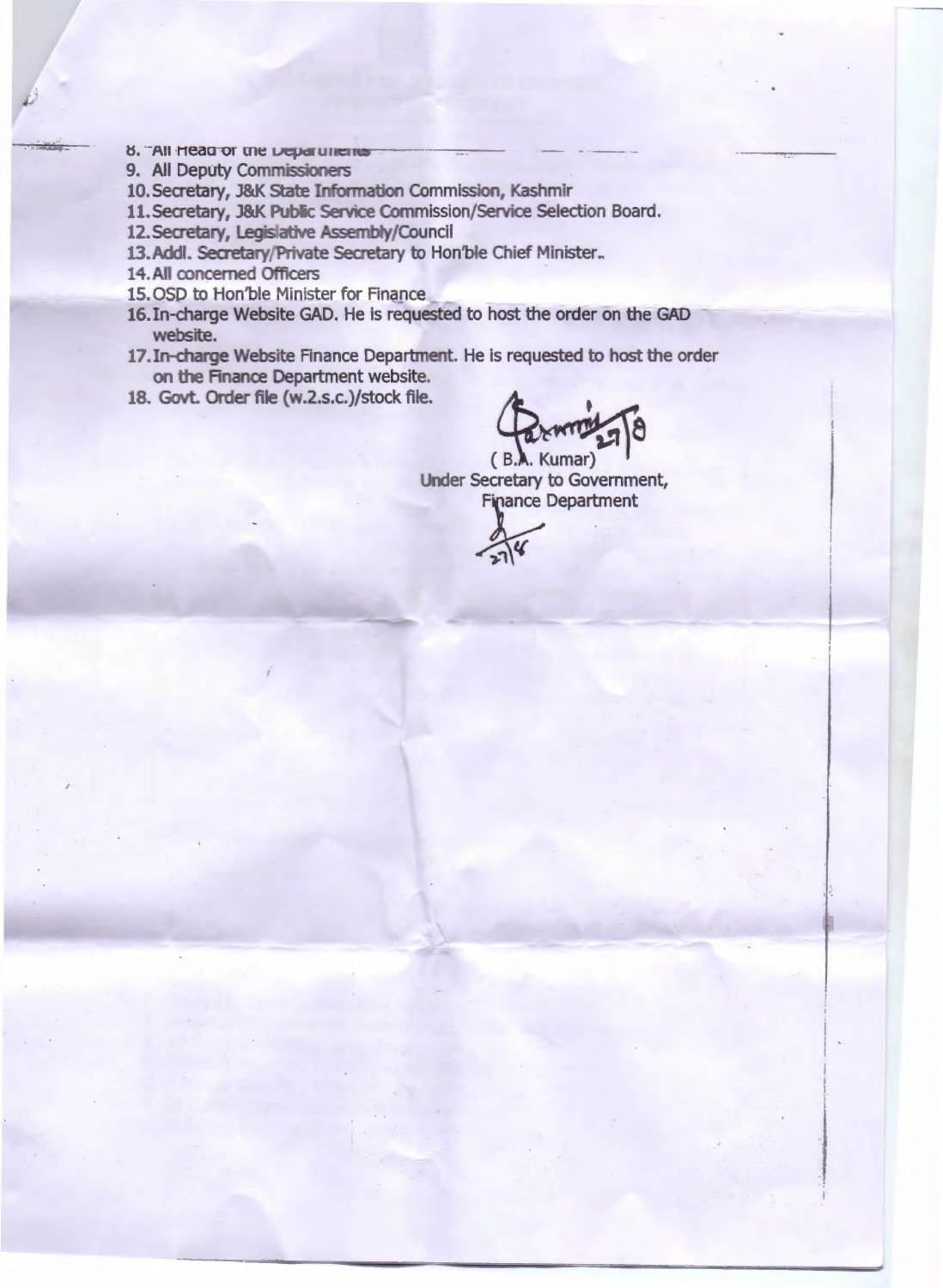8. All Head of the Departments
9. All Deputy Commissioners
10. Secretary, J&K State Information Commission, Kashmir
11. Secretary, J&K Public Service Commission/Service Selection Board.
12. Secretary, Legislative Assembly/Council
13. Addl. Secretary/Private Secretary to Hon'ble Chief Minister.
14. All concerned Officers
15. OSD to Hon'ble Minister for Finance
16. In-charge Website GAD. He is requested to host the order on the GAD website.
17. In-charge Website Finance Department. He is requested to host the order on the Finance Department website.
18. Govt. Order file (w.2.s.c.)/stock file.

27/8

(B.A. Kumar)
Under Secretary to Government,
Finance Department

27/8